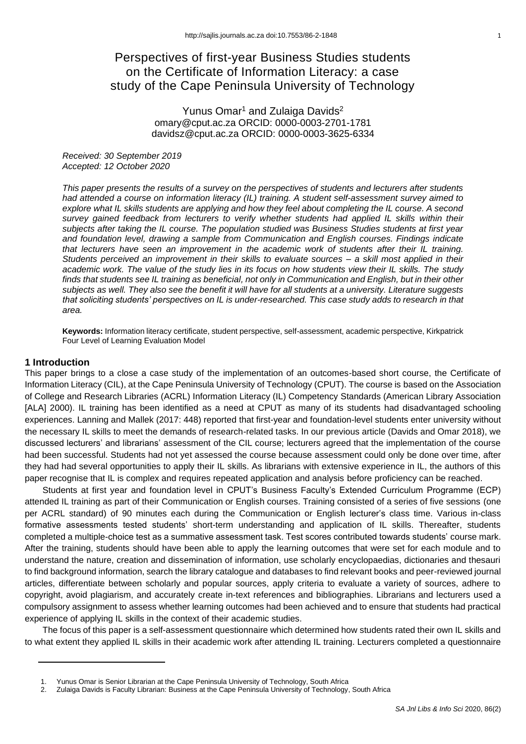# Perspectives of first-year Business Studies students on the Certificate of Information Literacy: a case study of the Cape Peninsula University of Technology

Yunus Omar[1] and Zulaiga Davids[2]
omary@cput.ac.za ORCID: 0000-0003-2701-1781
davidsz@cput.ac.za ORCID: 0000-0003-3625-6334

*Received: 30 September 2019*
*Accepted: 12 October 2020*

*This paper presents the results of a survey on the perspectives of students and lecturers after students had attended a course on information literacy (IL) training. A student self-assessment survey aimed to explore what IL skills students are applying and how they feel about completing the IL course. A second survey gained feedback from lecturers to verify whether students had applied IL skills within their subjects after taking the IL course. The population studied was Business Studies students at first year and foundation level, drawing a sample from Communication and English courses. Findings indicate that lecturers have seen an improvement in the academic work of students after their IL training. Students perceived an improvement in their skills to evaluate sources – a skill most applied in their academic work. The value of the study lies in its focus on how students view their IL skills. The study finds that students see IL training as beneficial, not only in Communication and English, but in their other subjects as well. They also see the benefit it will have for all students at a university. Literature suggests that soliciting students' perspectives on IL is under-researched. This case study adds to research in that area.*

**Keywords:** Information literacy certificate, student perspective, self-assessment, academic perspective, Kirkpatrick Four Level of Learning Evaluation Model

## 1 Introduction

This paper brings to a close a case study of the implementation of an outcomes-based short course, the Certificate of Information Literacy (CIL), at the Cape Peninsula University of Technology (CPUT). The course is based on the Association of College and Research Libraries (ACRL) Information Literacy (IL) Competency Standards (American Library Association [ALA] 2000). IL training has been identified as a need at CPUT as many of its students had disadvantaged schooling experiences. Lanning and Mallek (2017: 448) reported that first-year and foundation-level students enter university without the necessary IL skills to meet the demands of research-related tasks. In our previous article (Davids and Omar 2018), we discussed lecturers' and librarians' assessment of the CIL course; lecturers agreed that the implementation of the course had been successful. Students had not yet assessed the course because assessment could only be done over time, after they had had several opportunities to apply their IL skills. As librarians with extensive experience in IL, the authors of this paper recognise that IL is complex and requires repeated application and analysis before proficiency can be reached.

Students at first year and foundation level in CPUT's Business Faculty's Extended Curriculum Programme (ECP) attended IL training as part of their Communication or English courses. Training consisted of a series of five sessions (one per ACRL standard) of 90 minutes each during the Communication or English lecturer's class time. Various in-class formative assessments tested students' short-term understanding and application of IL skills. Thereafter, students completed a multiple-choice test as a summative assessment task. Test scores contributed towards students' course mark. After the training, students should have been able to apply the learning outcomes that were set for each module and to understand the nature, creation and dissemination of information, use scholarly encyclopaedias, dictionaries and thesauri to find background information, search the library catalogue and databases to find relevant books and peer-reviewed journal articles, differentiate between scholarly and popular sources, apply criteria to evaluate a variety of sources, adhere to copyright, avoid plagiarism, and accurately create in-text references and bibliographies. Librarians and lecturers used a compulsory assignment to assess whether learning outcomes had been achieved and to ensure that students had practical experience of applying IL skills in the context of their academic studies.

The focus of this paper is a self-assessment questionnaire which determined how students rated their own IL skills and to what extent they applied IL skills in their academic work after attending IL training. Lecturers completed a questionnaire

1. Yunus Omar is Senior Librarian at the Cape Peninsula University of Technology, South Africa
2. Zulaiga Davids is Faculty Librarian: Business at the Cape Peninsula University of Technology, South Africa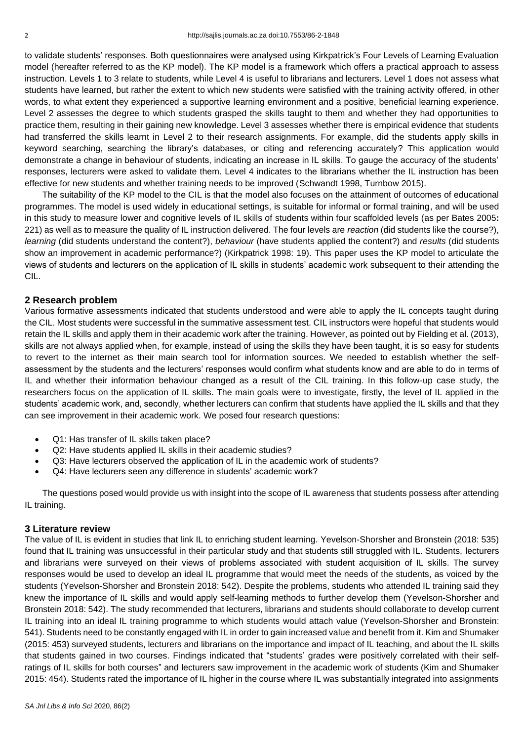to validate students' responses. Both questionnaires were analysed using Kirkpatrick's Four Levels of Learning Evaluation model (hereafter referred to as the KP model). The KP model is a framework which offers a practical approach to assess instruction. Levels 1 to 3 relate to students, while Level 4 is useful to librarians and lecturers. Level 1 does not assess what students have learned, but rather the extent to which new students were satisfied with the training activity offered, in other words, to what extent they experienced a supportive learning environment and a positive, beneficial learning experience. Level 2 assesses the degree to which students grasped the skills taught to them and whether they had opportunities to practice them, resulting in their gaining new knowledge. Level 3 assesses whether there is empirical evidence that students had transferred the skills learnt in Level 2 to their research assignments. For example, did the students apply skills in keyword searching, searching the library's databases, or citing and referencing accurately? This application would demonstrate a change in behaviour of students, indicating an increase in IL skills. To gauge the accuracy of the students' responses, lecturers were asked to validate them. Level 4 indicates to the librarians whether the IL instruction has been effective for new students and whether training needs to be improved (Schwandt 1998, Turnbow 2015).

The suitability of the KP model to the CIL is that the model also focuses on the attainment of outcomes of educational programmes. The model is used widely in educational settings, is suitable for informal or formal training, and will be used in this study to measure lower and cognitive levels of IL skills of students within four scaffolded levels (as per Bates 2005**:** 221) as well as to measure the quality of IL instruction delivered. The four levels are *reaction* (did students like the course?), *learning* (did students understand the content?), *behaviour* (have students applied the content?) and *results* (did students show an improvement in academic performance?) (Kirkpatrick 1998: 19). This paper uses the KP model to articulate the views of students and lecturers on the application of IL skills in students' academic work subsequent to their attending the CIL.

## 2 Research problem

Various formative assessments indicated that students understood and were able to apply the IL concepts taught during the CIL. Most students were successful in the summative assessment test. CIL instructors were hopeful that students would retain the IL skills and apply them in their academic work after the training. However, as pointed out by Fielding et al. (2013), skills are not always applied when, for example, instead of using the skills they have been taught, it is so easy for students to revert to the internet as their main search tool for information sources. We needed to establish whether the self-assessment by the students and the lecturers' responses would confirm what students know and are able to do in terms of IL and whether their information behaviour changed as a result of the CIL training. In this follow-up case study, the researchers focus on the application of IL skills. The main goals were to investigate, firstly, the level of IL applied in the students' academic work, and, secondly, whether lecturers can confirm that students have applied the IL skills and that they can see improvement in their academic work. We posed four research questions:

- Q1: Has transfer of IL skills taken place?
- Q2: Have students applied IL skills in their academic studies?
- Q3: Have lecturers observed the application of IL in the academic work of students?
- Q4: Have lecturers seen any difference in students' academic work?

The questions posed would provide us with insight into the scope of IL awareness that students possess after attending IL training.

## 3 Literature review

The value of IL is evident in studies that link IL to enriching student learning. Yevelson-Shorsher and Bronstein (2018: 535) found that IL training was unsuccessful in their particular study and that students still struggled with IL. Students, lecturers and librarians were surveyed on their views of problems associated with student acquisition of IL skills. The survey responses would be used to develop an ideal IL programme that would meet the needs of the students, as voiced by the students (Yevelson-Shorsher and Bronstein 2018: 542). Despite the problems, students who attended IL training said they knew the importance of IL skills and would apply self-learning methods to further develop them (Yevelson-Shorsher and Bronstein 2018: 542). The study recommended that lecturers, librarians and students should collaborate to develop current IL training into an ideal IL training programme to which students would attach value (Yevelson-Shorsher and Bronstein: 541). Students need to be constantly engaged with IL in order to gain increased value and benefit from it. Kim and Shumaker (2015: 453) surveyed students, lecturers and librarians on the importance and impact of IL teaching, and about the IL skills that students gained in two courses. Findings indicated that "students' grades were positively correlated with their self-ratings of IL skills for both courses" and lecturers saw improvement in the academic work of students (Kim and Shumaker 2015: 454). Students rated the importance of IL higher in the course where IL was substantially integrated into assignments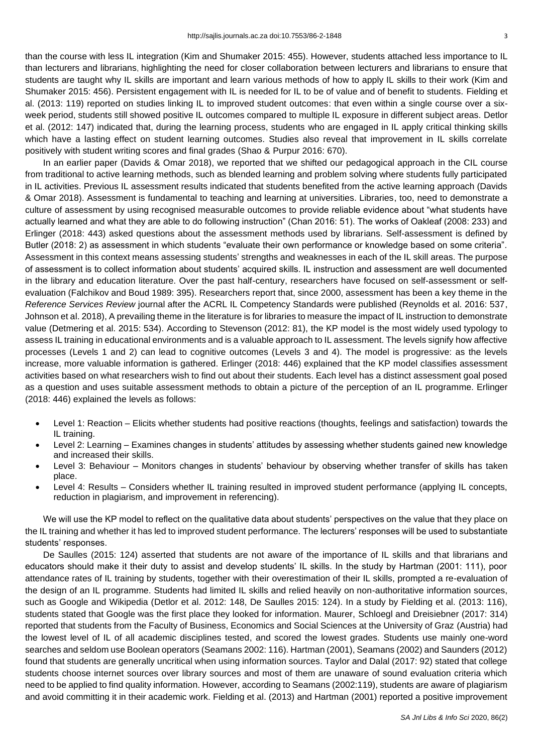than the course with less IL integration (Kim and Shumaker 2015: 455). However, students attached less importance to IL than lecturers and librarians, highlighting the need for closer collaboration between lecturers and librarians to ensure that students are taught why IL skills are important and learn various methods of how to apply IL skills to their work (Kim and Shumaker 2015: 456). Persistent engagement with IL is needed for IL to be of value and of benefit to students. Fielding et al. (2013: 119) reported on studies linking IL to improved student outcomes: that even within a single course over a six-week period, students still showed positive IL outcomes compared to multiple IL exposure in different subject areas. Detlor et al. (2012: 147) indicated that, during the learning process, students who are engaged in IL apply critical thinking skills which have a lasting effect on student learning outcomes. Studies also reveal that improvement in IL skills correlate positively with student writing scores and final grades (Shao & Purpur 2016: 670).

In an earlier paper (Davids & Omar 2018), we reported that we shifted our pedagogical approach in the CIL course from traditional to active learning methods, such as blended learning and problem solving where students fully participated in IL activities. Previous IL assessment results indicated that students benefited from the active learning approach (Davids & Omar 2018). Assessment is fundamental to teaching and learning at universities. Libraries, too, need to demonstrate a culture of assessment by using recognised measurable outcomes to provide reliable evidence about "what students have actually learned and what they are able to do following instruction" (Chan 2016: 51). The works of Oakleaf (2008: 233) and Erlinger (2018: 443) asked questions about the assessment methods used by librarians. Self-assessment is defined by Butler (2018: 2) as assessment in which students "evaluate their own performance or knowledge based on some criteria". Assessment in this context means assessing students' strengths and weaknesses in each of the IL skill areas. The purpose of assessment is to collect information about students' acquired skills. IL instruction and assessment are well documented in the library and education literature. Over the past half-century, researchers have focused on self-assessment or self-evaluation (Falchikov and Boud 1989: 395). Researchers report that, since 2000, assessment has been a key theme in the *Reference Services Review* journal after the ACRL IL Competency Standards were published (Reynolds et al. 2016: 537, Johnson et al. 2018), A prevailing theme in the literature is for libraries to measure the impact of IL instruction to demonstrate value (Detmering et al. 2015: 534). According to Stevenson (2012: 81), the KP model is the most widely used typology to assess IL training in educational environments and is a valuable approach to IL assessment. The levels signify how affective processes (Levels 1 and 2) can lead to cognitive outcomes (Levels 3 and 4). The model is progressive: as the levels increase, more valuable information is gathered. Erlinger (2018: 446) explained that the KP model classifies assessment activities based on what researchers wish to find out about their students. Each level has a distinct assessment goal posed as a question and uses suitable assessment methods to obtain a picture of the perception of an IL programme. Erlinger (2018: 446) explained the levels as follows:

- Level 1: Reaction – Elicits whether students had positive reactions (thoughts, feelings and satisfaction) towards the IL training.
- Level 2: Learning – Examines changes in students' attitudes by assessing whether students gained new knowledge and increased their skills.
- Level 3: Behaviour – Monitors changes in students' behaviour by observing whether transfer of skills has taken place.
- Level 4: Results – Considers whether IL training resulted in improved student performance (applying IL concepts, reduction in plagiarism, and improvement in referencing).

We will use the KP model to reflect on the qualitative data about students' perspectives on the value that they place on the IL training and whether it has led to improved student performance. The lecturers' responses will be used to substantiate students' responses.

De Saulles (2015: 124) asserted that students are not aware of the importance of IL skills and that librarians and educators should make it their duty to assist and develop students' IL skills. In the study by Hartman (2001: 111), poor attendance rates of IL training by students, together with their overestimation of their IL skills, prompted a re-evaluation of the design of an IL programme. Students had limited IL skills and relied heavily on non-authoritative information sources, such as Google and Wikipedia (Detlor et al. 2012: 148, De Saulles 2015: 124). In a study by Fielding et al. (2013: 116), students stated that Google was the first place they looked for information. Maurer, Schloegl and Dreisiebner (2017: 314) reported that students from the Faculty of Business, Economics and Social Sciences at the University of Graz (Austria) had the lowest level of IL of all academic disciplines tested, and scored the lowest grades. Students use mainly one-word searches and seldom use Boolean operators (Seamans 2002: 116). Hartman (2001), Seamans (2002) and Saunders (2012) found that students are generally uncritical when using information sources. Taylor and Dalal (2017: 92) stated that college students choose internet sources over library sources and most of them are unaware of sound evaluation criteria which need to be applied to find quality information. However, according to Seamans (2002:119), students are aware of plagiarism and avoid committing it in their academic work. Fielding et al. (2013) and Hartman (2001) reported a positive improvement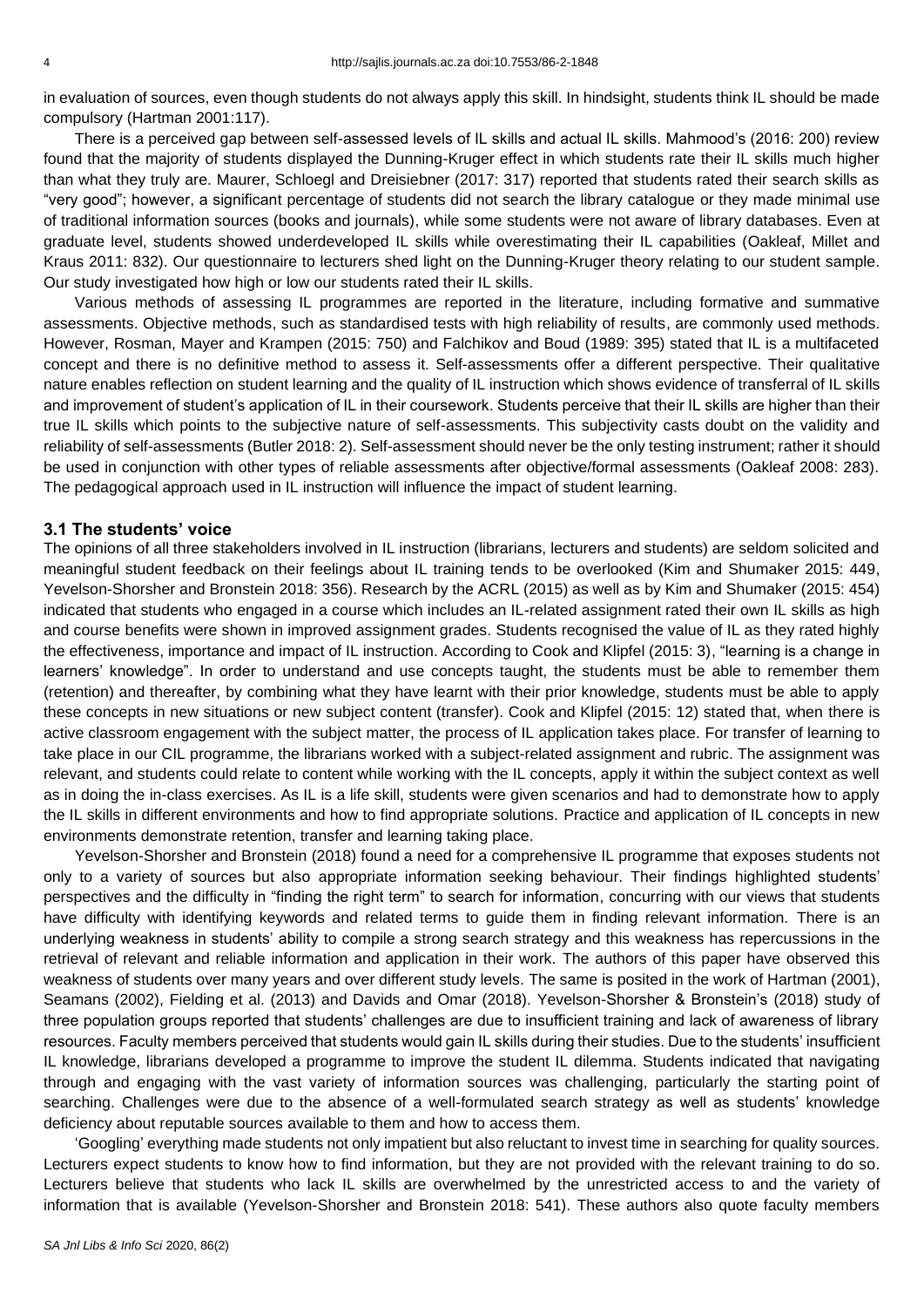in evaluation of sources, even though students do not always apply this skill. In hindsight, students think IL should be made compulsory (Hartman 2001:117).

There is a perceived gap between self-assessed levels of IL skills and actual IL skills. Mahmood's (2016: 200) review found that the majority of students displayed the Dunning-Kruger effect in which students rate their IL skills much higher than what they truly are. Maurer, Schloegl and Dreisiebner (2017: 317) reported that students rated their search skills as "very good"; however, a significant percentage of students did not search the library catalogue or they made minimal use of traditional information sources (books and journals), while some students were not aware of library databases. Even at graduate level, students showed underdeveloped IL skills while overestimating their IL capabilities (Oakleaf, Millet and Kraus 2011: 832). Our questionnaire to lecturers shed light on the Dunning-Kruger theory relating to our student sample. Our study investigated how high or low our students rated their IL skills.

Various methods of assessing IL programmes are reported in the literature, including formative and summative assessments. Objective methods, such as standardised tests with high reliability of results, are commonly used methods. However, Rosman, Mayer and Krampen (2015: 750) and Falchikov and Boud (1989: 395) stated that IL is a multifaceted concept and there is no definitive method to assess it. Self-assessments offer a different perspective. Their qualitative nature enables reflection on student learning and the quality of IL instruction which shows evidence of transferral of IL skills and improvement of student's application of IL in their coursework. Students perceive that their IL skills are higher than their true IL skills which points to the subjective nature of self-assessments. This subjectivity casts doubt on the validity and reliability of self-assessments (Butler 2018: 2). Self-assessment should never be the only testing instrument; rather it should be used in conjunction with other types of reliable assessments after objective/formal assessments (Oakleaf 2008: 283). The pedagogical approach used in IL instruction will influence the impact of student learning.

### 3.1 The students' voice

The opinions of all three stakeholders involved in IL instruction (librarians, lecturers and students) are seldom solicited and meaningful student feedback on their feelings about IL training tends to be overlooked (Kim and Shumaker 2015: 449, Yevelson-Shorsher and Bronstein 2018: 356). Research by the ACRL (2015) as well as by Kim and Shumaker (2015: 454) indicated that students who engaged in a course which includes an IL-related assignment rated their own IL skills as high and course benefits were shown in improved assignment grades. Students recognised the value of IL as they rated highly the effectiveness, importance and impact of IL instruction. According to Cook and Klipfel (2015: 3), "learning is a change in learners' knowledge". In order to understand and use concepts taught, the students must be able to remember them (retention) and thereafter, by combining what they have learnt with their prior knowledge, students must be able to apply these concepts in new situations or new subject content (transfer). Cook and Klipfel (2015: 12) stated that, when there is active classroom engagement with the subject matter, the process of IL application takes place. For transfer of learning to take place in our CIL programme, the librarians worked with a subject-related assignment and rubric. The assignment was relevant, and students could relate to content while working with the IL concepts, apply it within the subject context as well as in doing the in-class exercises. As IL is a life skill, students were given scenarios and had to demonstrate how to apply the IL skills in different environments and how to find appropriate solutions. Practice and application of IL concepts in new environments demonstrate retention, transfer and learning taking place.

Yevelson-Shorsher and Bronstein (2018) found a need for a comprehensive IL programme that exposes students not only to a variety of sources but also appropriate information seeking behaviour. Their findings highlighted students' perspectives and the difficulty in "finding the right term" to search for information, concurring with our views that students have difficulty with identifying keywords and related terms to guide them in finding relevant information. There is an underlying weakness in students' ability to compile a strong search strategy and this weakness has repercussions in the retrieval of relevant and reliable information and application in their work. The authors of this paper have observed this weakness of students over many years and over different study levels. The same is posited in the work of Hartman (2001), Seamans (2002), Fielding et al. (2013) and Davids and Omar (2018). Yevelson-Shorsher & Bronstein's (2018) study of three population groups reported that students' challenges are due to insufficient training and lack of awareness of library resources. Faculty members perceived that students would gain IL skills during their studies. Due to the students' insufficient IL knowledge, librarians developed a programme to improve the student IL dilemma. Students indicated that navigating through and engaging with the vast variety of information sources was challenging, particularly the starting point of searching. Challenges were due to the absence of a well-formulated search strategy as well as students' knowledge deficiency about reputable sources available to them and how to access them.

'Googling' everything made students not only impatient but also reluctant to invest time in searching for quality sources. Lecturers expect students to know how to find information, but they are not provided with the relevant training to do so. Lecturers believe that students who lack IL skills are overwhelmed by the unrestricted access to and the variety of information that is available (Yevelson-Shorsher and Bronstein 2018: 541). These authors also quote faculty members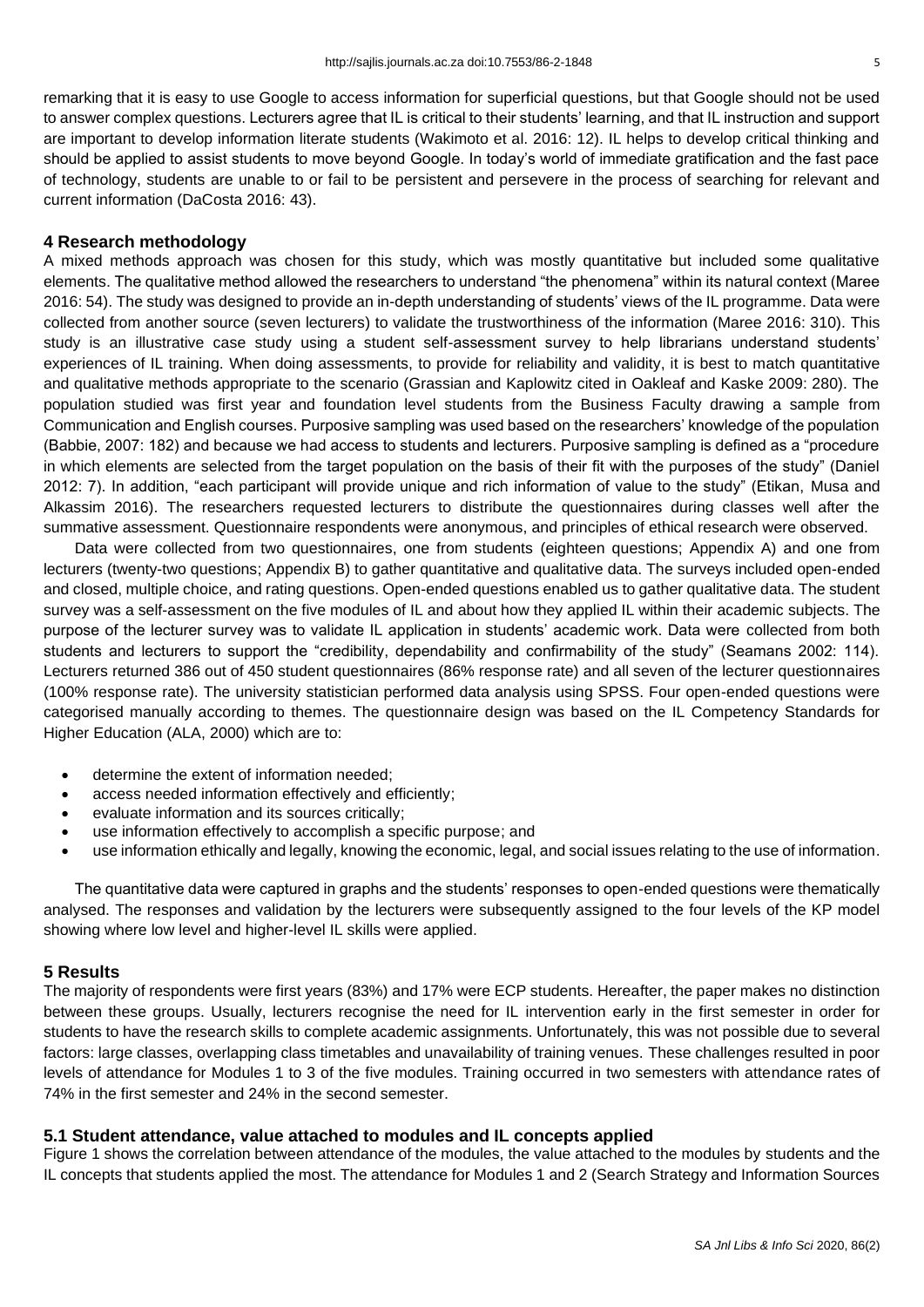remarking that it is easy to use Google to access information for superficial questions, but that Google should not be used to answer complex questions. Lecturers agree that IL is critical to their students' learning, and that IL instruction and support are important to develop information literate students (Wakimoto et al. 2016: 12). IL helps to develop critical thinking and should be applied to assist students to move beyond Google. In today's world of immediate gratification and the fast pace of technology, students are unable to or fail to be persistent and persevere in the process of searching for relevant and current information (DaCosta 2016: 43).

## 4 Research methodology

A mixed methods approach was chosen for this study, which was mostly quantitative but included some qualitative elements. The qualitative method allowed the researchers to understand "the phenomena" within its natural context (Maree 2016: 54). The study was designed to provide an in-depth understanding of students' views of the IL programme. Data were collected from another source (seven lecturers) to validate the trustworthiness of the information (Maree 2016: 310). This study is an illustrative case study using a student self-assessment survey to help librarians understand students' experiences of IL training. When doing assessments, to provide for reliability and validity, it is best to match quantitative and qualitative methods appropriate to the scenario (Grassian and Kaplowitz cited in Oakleaf and Kaske 2009: 280). The population studied was first year and foundation level students from the Business Faculty drawing a sample from Communication and English courses. Purposive sampling was used based on the researchers' knowledge of the population (Babbie, 2007: 182) and because we had access to students and lecturers. Purposive sampling is defined as a "procedure in which elements are selected from the target population on the basis of their fit with the purposes of the study" (Daniel 2012: 7). In addition, "each participant will provide unique and rich information of value to the study" (Etikan, Musa and Alkassim 2016). The researchers requested lecturers to distribute the questionnaires during classes well after the summative assessment. Questionnaire respondents were anonymous, and principles of ethical research were observed.

Data were collected from two questionnaires, one from students (eighteen questions; Appendix A) and one from lecturers (twenty-two questions; Appendix B) to gather quantitative and qualitative data. The surveys included open-ended and closed, multiple choice, and rating questions. Open-ended questions enabled us to gather qualitative data. The student survey was a self-assessment on the five modules of IL and about how they applied IL within their academic subjects. The purpose of the lecturer survey was to validate IL application in students' academic work. Data were collected from both students and lecturers to support the "credibility, dependability and confirmability of the study" (Seamans 2002: 114). Lecturers returned 386 out of 450 student questionnaires (86% response rate) and all seven of the lecturer questionnaires (100% response rate). The university statistician performed data analysis using SPSS. Four open-ended questions were categorised manually according to themes. The questionnaire design was based on the IL Competency Standards for Higher Education (ALA, 2000) which are to:

- determine the extent of information needed;
- access needed information effectively and efficiently;
- evaluate information and its sources critically;
- use information effectively to accomplish a specific purpose; and
- use information ethically and legally, knowing the economic, legal, and social issues relating to the use of information.

The quantitative data were captured in graphs and the students' responses to open-ended questions were thematically analysed. The responses and validation by the lecturers were subsequently assigned to the four levels of the KP model showing where low level and higher-level IL skills were applied.

## 5 Results

The majority of respondents were first years (83%) and 17% were ECP students. Hereafter, the paper makes no distinction between these groups. Usually, lecturers recognise the need for IL intervention early in the first semester in order for students to have the research skills to complete academic assignments. Unfortunately, this was not possible due to several factors: large classes, overlapping class timetables and unavailability of training venues. These challenges resulted in poor levels of attendance for Modules 1 to 3 of the five modules. Training occurred in two semesters with attendance rates of 74% in the first semester and 24% in the second semester.

### 5.1 Student attendance, value attached to modules and IL concepts applied

Figure 1 shows the correlation between attendance of the modules, the value attached to the modules by students and the IL concepts that students applied the most. The attendance for Modules 1 and 2 (Search Strategy and Information Sources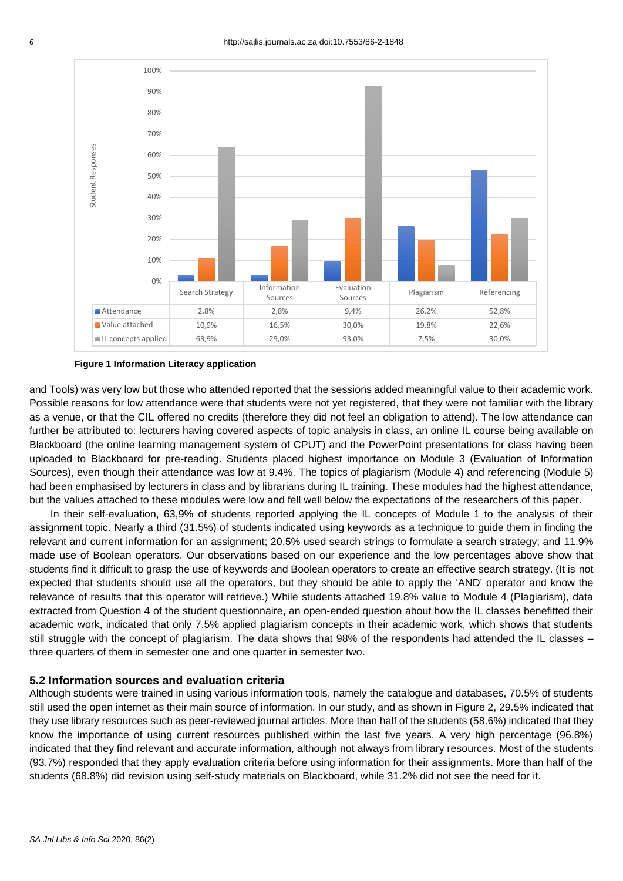| | Search Strategy | Information Sources | Evaluation Sources | Plagiarism | Referencing |
|---|---|---|---|---|---|
| Attendance | 2,8% | 2,8% | 9,4% | 26,2% | 52,8% |
| Value attached | 10,9% | 16,5% | 30,0% | 19,8% | 22,6% |
| IL concepts applied | 63,9% | 29,0% | 93,0% | 7,5% | 30,0% |

**Figure 1 Information Literacy application**

and Tools) was very low but those who attended reported that the sessions added meaningful value to their academic work. Possible reasons for low attendance were that students were not yet registered, that they were not familiar with the library as a venue, or that the CIL offered no credits (therefore they did not feel an obligation to attend). The low attendance can further be attributed to: lecturers having covered aspects of topic analysis in class, an online IL course being available on Blackboard (the online learning management system of CPUT) and the PowerPoint presentations for class having been uploaded to Blackboard for pre-reading. Students placed highest importance on Module 3 (Evaluation of Information Sources), even though their attendance was low at 9.4%. The topics of plagiarism (Module 4) and referencing (Module 5) had been emphasised by lecturers in class and by librarians during IL training. These modules had the highest attendance, but the values attached to these modules were low and fell well below the expectations of the researchers of this paper.

In their self-evaluation, 63,9% of students reported applying the IL concepts of Module 1 to the analysis of their assignment topic. Nearly a third (31.5%) of students indicated using keywords as a technique to guide them in finding the relevant and current information for an assignment; 20.5% used search strings to formulate a search strategy; and 11.9% made use of Boolean operators. Our observations based on our experience and the low percentages above show that students find it difficult to grasp the use of keywords and Boolean operators to create an effective search strategy. (It is not expected that students should use all the operators, but they should be able to apply the 'AND' operator and know the relevance of results that this operator will retrieve.) While students attached 19.8% value to Module 4 (Plagiarism), data extracted from Question 4 of the student questionnaire, an open-ended question about how the IL classes benefitted their academic work, indicated that only 7.5% applied plagiarism concepts in their academic work, which shows that students still struggle with the concept of plagiarism. The data shows that 98% of the respondents had attended the IL classes – three quarters of them in semester one and one quarter in semester two.

## 5.2 Information sources and evaluation criteria

Although students were trained in using various information tools, namely the catalogue and databases, 70.5% of students still used the open internet as their main source of information. In our study, and as shown in Figure 2, 29.5% indicated that they use library resources such as peer-reviewed journal articles. More than half of the students (58.6%) indicated that they know the importance of using current resources published within the last five years. A very high percentage (96.8%) indicated that they find relevant and accurate information, although not always from library resources. Most of the students (93.7%) responded that they apply evaluation criteria before using information for their assignments. More than half of the students (68.8%) did revision using self-study materials on Blackboard, while 31.2% did not see the need for it.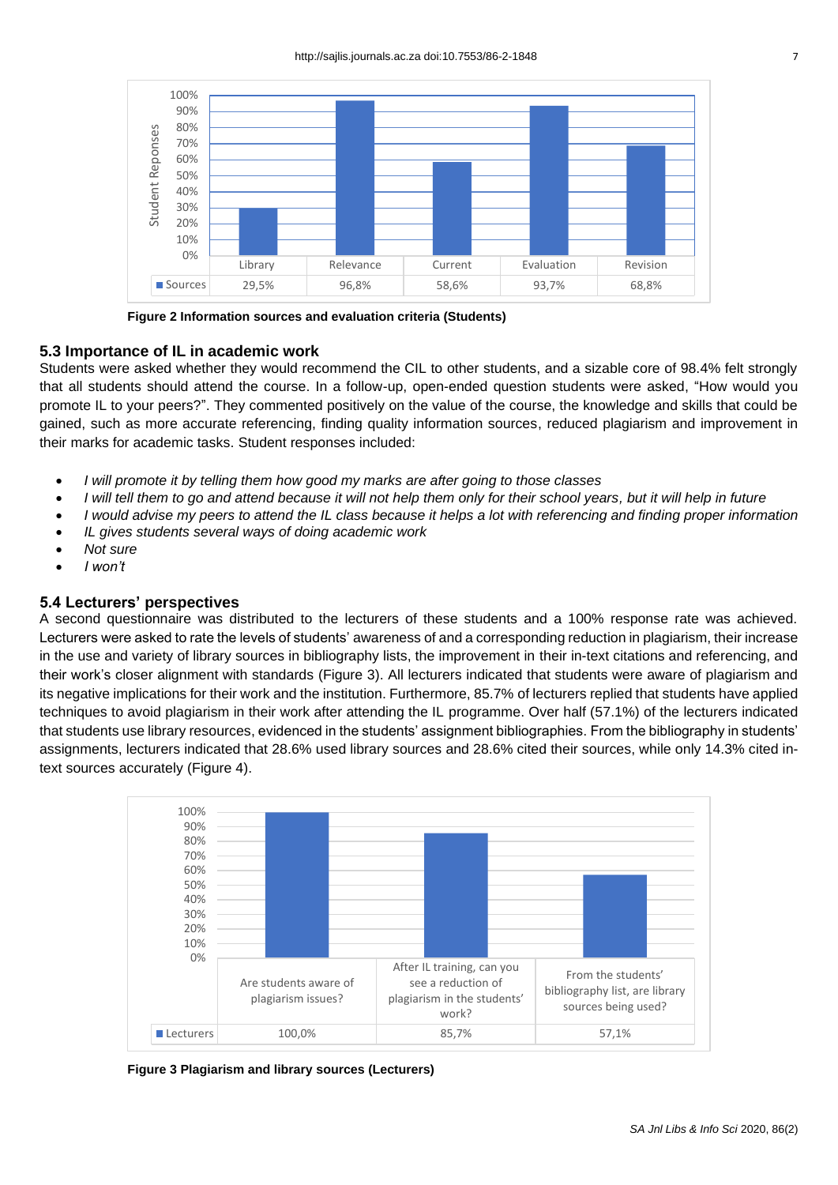| | Library | Relevance | Current | Evaluation | Revision |
|---|---|---|---|---|---|
| Sources | 29,5% | 96,8% | 58,6% | 93,7% | 68,8% |

**Figure 2 Information sources and evaluation criteria (Students)**

### 5.3 Importance of IL in academic work

Students were asked whether they would recommend the CIL to other students, and a sizable core of 98.4% felt strongly that all students should attend the course. In a follow-up, open-ended question students were asked, "How would you promote IL to your peers?". They commented positively on the value of the course, the knowledge and skills that could be gained, such as more accurate referencing, finding quality information sources, reduced plagiarism and improvement in their marks for academic tasks. Student responses included:

- *I will promote it by telling them how good my marks are after going to those classes*
- *I will tell them to go and attend because it will not help them only for their school years, but it will help in future*
- *I would advise my peers to attend the IL class because it helps a lot with referencing and finding proper information*
- *IL gives students several ways of doing academic work*
- *Not sure*
- *I won't*

### 5.4 Lecturers' perspectives

A second questionnaire was distributed to the lecturers of these students and a 100% response rate was achieved. Lecturers were asked to rate the levels of students' awareness of and a corresponding reduction in plagiarism, their increase in the use and variety of library sources in bibliography lists, the improvement in their in-text citations and referencing, and their work's closer alignment with standards (Figure 3). All lecturers indicated that students were aware of plagiarism and its negative implications for their work and the institution. Furthermore, 85.7% of lecturers replied that students have applied techniques to avoid plagiarism in their work after attending the IL programme. Over half (57.1%) of the lecturers indicated that students use library resources, evidenced in the students' assignment bibliographies. From the bibliography in students' assignments, lecturers indicated that 28.6% used library sources and 28.6% cited their sources, while only 14.3% cited in-text sources accurately (Figure 4).

| | Are students aware of plagiarism issues? | After IL training, can you see a reduction of plagiarism in the students' work? | From the students' bibliography list, are library sources being used? |
|---|---|---|---|
| Lecturers | 100,0% | 85,7% | 57,1% |

**Figure 3 Plagiarism and library sources (Lecturers)**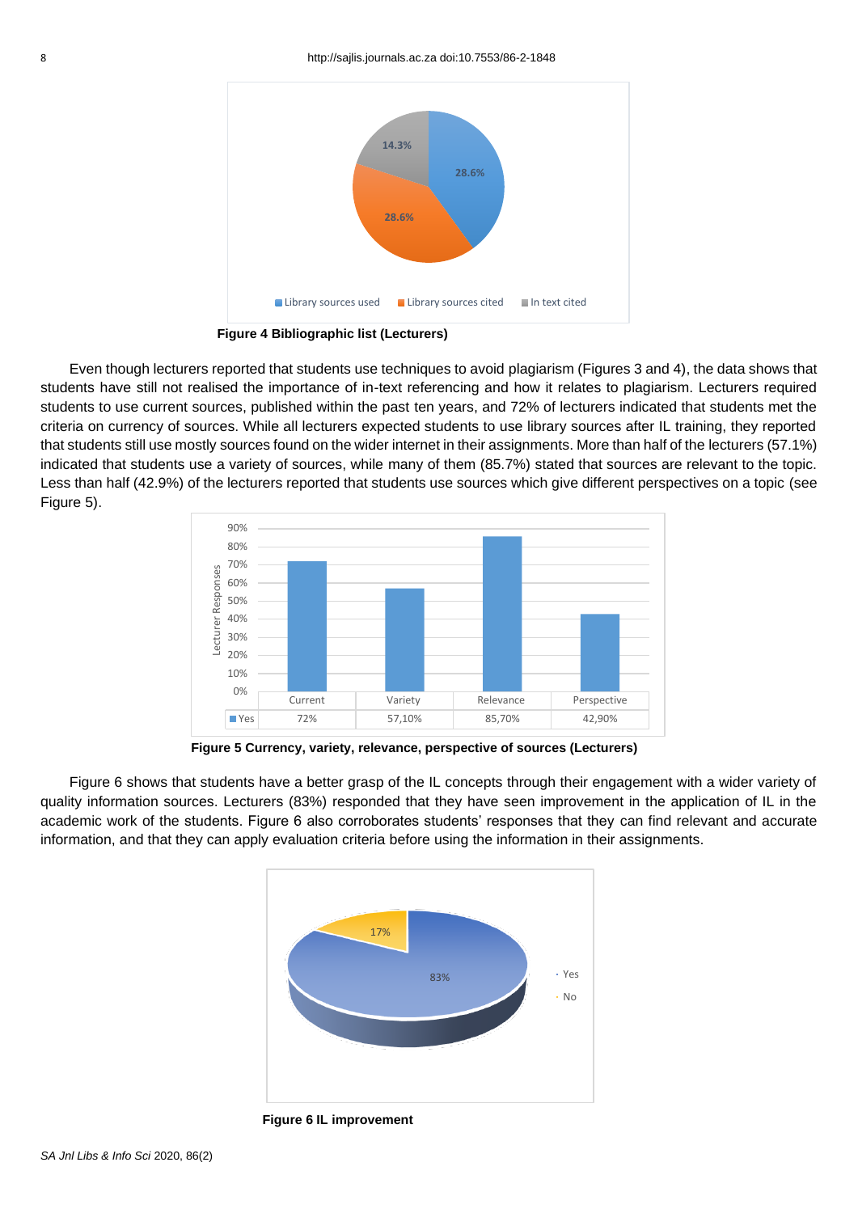Figure 4 Bibliographic list (Lecturers)

Even though lecturers reported that students use techniques to avoid plagiarism (Figures 3 and 4), the data shows that students have still not realised the importance of in-text referencing and how it relates to plagiarism. Lecturers required students to use current sources, published within the past ten years, and 72% of lecturers indicated that students met the criteria on currency of sources. While all lecturers expected students to use library sources after IL training, they reported that students still use mostly sources found on the wider internet in their assignments. More than half of the lecturers (57.1%) indicated that students use a variety of sources, while many of them (85.7%) stated that sources are relevant to the topic. Less than half (42.9%) of the lecturers reported that students use sources which give different perspectives on a topic (see Figure 5).

| | Current | Variety | Relevance | Perspective |
|---|---|---|---|---|
| Yes | 72% | 57,10% | 85,70% | 42,90% |

Figure 5 Currency, variety, relevance, perspective of sources (Lecturers)

Figure 6 shows that students have a better grasp of the IL concepts through their engagement with a wider variety of quality information sources. Lecturers (83%) responded that they have seen improvement in the application of IL in the academic work of the students. Figure 6 also corroborates students' responses that they can find relevant and accurate information, and that they can apply evaluation criteria before using the information in their assignments.

Figure 6 IL improvement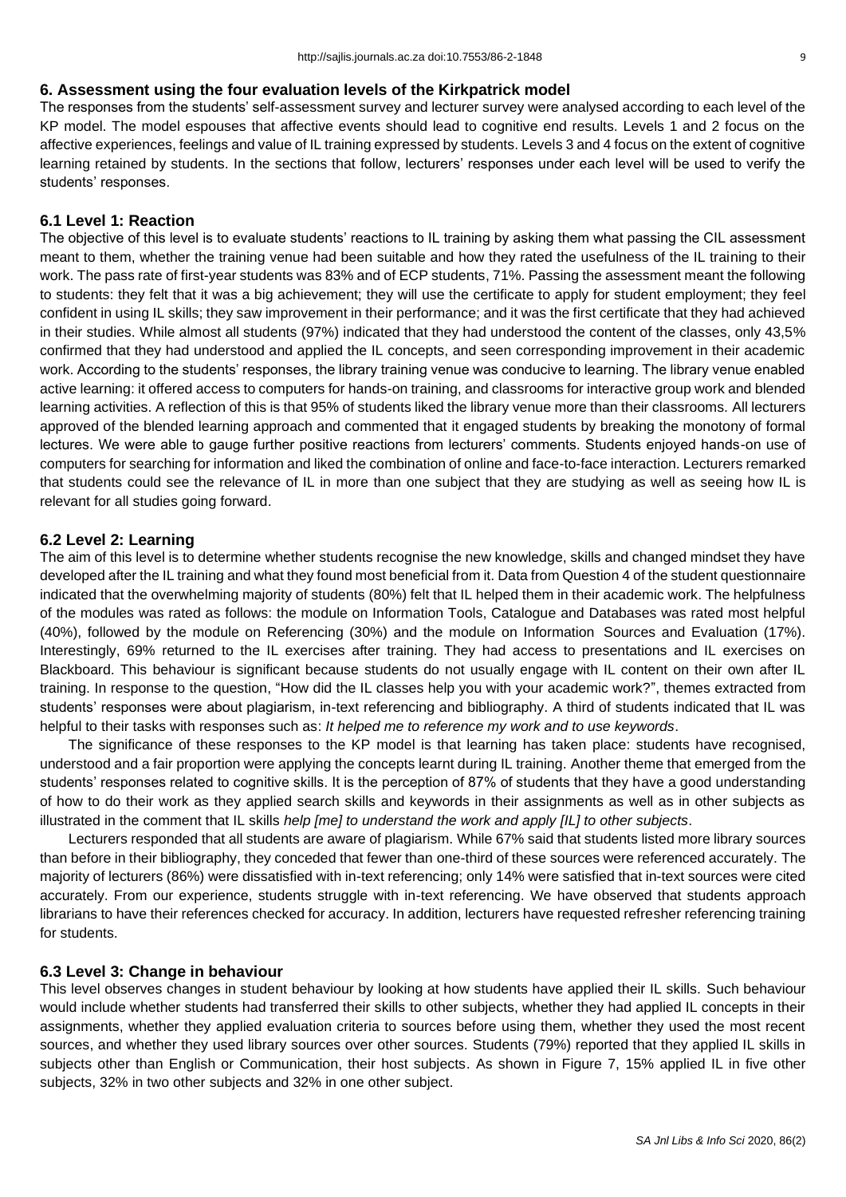## 6. Assessment using the four evaluation levels of the Kirkpatrick model

The responses from the students' self-assessment survey and lecturer survey were analysed according to each level of the KP model. The model espouses that affective events should lead to cognitive end results. Levels 1 and 2 focus on the affective experiences, feelings and value of IL training expressed by students. Levels 3 and 4 focus on the extent of cognitive learning retained by students. In the sections that follow, lecturers' responses under each level will be used to verify the students' responses.

### 6.1 Level 1: Reaction

The objective of this level is to evaluate students' reactions to IL training by asking them what passing the CIL assessment meant to them, whether the training venue had been suitable and how they rated the usefulness of the IL training to their work. The pass rate of first-year students was 83% and of ECP students, 71%. Passing the assessment meant the following to students: they felt that it was a big achievement; they will use the certificate to apply for student employment; they feel confident in using IL skills; they saw improvement in their performance; and it was the first certificate that they had achieved in their studies. While almost all students (97%) indicated that they had understood the content of the classes, only 43,5% confirmed that they had understood and applied the IL concepts, and seen corresponding improvement in their academic work. According to the students' responses, the library training venue was conducive to learning. The library venue enabled active learning: it offered access to computers for hands-on training, and classrooms for interactive group work and blended learning activities. A reflection of this is that 95% of students liked the library venue more than their classrooms. All lecturers approved of the blended learning approach and commented that it engaged students by breaking the monotony of formal lectures. We were able to gauge further positive reactions from lecturers' comments. Students enjoyed hands-on use of computers for searching for information and liked the combination of online and face-to-face interaction. Lecturers remarked that students could see the relevance of IL in more than one subject that they are studying as well as seeing how IL is relevant for all studies going forward.

### 6.2 Level 2: Learning

The aim of this level is to determine whether students recognise the new knowledge, skills and changed mindset they have developed after the IL training and what they found most beneficial from it. Data from Question 4 of the student questionnaire indicated that the overwhelming majority of students (80%) felt that IL helped them in their academic work. The helpfulness of the modules was rated as follows: the module on Information Tools, Catalogue and Databases was rated most helpful (40%), followed by the module on Referencing (30%) and the module on Information Sources and Evaluation (17%). Interestingly, 69% returned to the IL exercises after training. They had access to presentations and IL exercises on Blackboard. This behaviour is significant because students do not usually engage with IL content on their own after IL training. In response to the question, "How did the IL classes help you with your academic work?", themes extracted from students' responses were about plagiarism, in-text referencing and bibliography. A third of students indicated that IL was helpful to their tasks with responses such as: *It helped me to reference my work and to use keywords*.

The significance of these responses to the KP model is that learning has taken place: students have recognised, understood and a fair proportion were applying the concepts learnt during IL training. Another theme that emerged from the students' responses related to cognitive skills. It is the perception of 87% of students that they have a good understanding of how to do their work as they applied search skills and keywords in their assignments as well as in other subjects as illustrated in the comment that IL skills *help [me] to understand the work and apply [IL] to other subjects*.

Lecturers responded that all students are aware of plagiarism. While 67% said that students listed more library sources than before in their bibliography, they conceded that fewer than one-third of these sources were referenced accurately. The majority of lecturers (86%) were dissatisfied with in-text referencing; only 14% were satisfied that in-text sources were cited accurately. From our experience, students struggle with in-text referencing. We have observed that students approach librarians to have their references checked for accuracy. In addition, lecturers have requested refresher referencing training for students.

### 6.3 Level 3: Change in behaviour

This level observes changes in student behaviour by looking at how students have applied their IL skills. Such behaviour would include whether students had transferred their skills to other subjects, whether they had applied IL concepts in their assignments, whether they applied evaluation criteria to sources before using them, whether they used the most recent sources, and whether they used library sources over other sources. Students (79%) reported that they applied IL skills in subjects other than English or Communication, their host subjects. As shown in Figure 7, 15% applied IL in five other subjects, 32% in two other subjects and 32% in one other subject.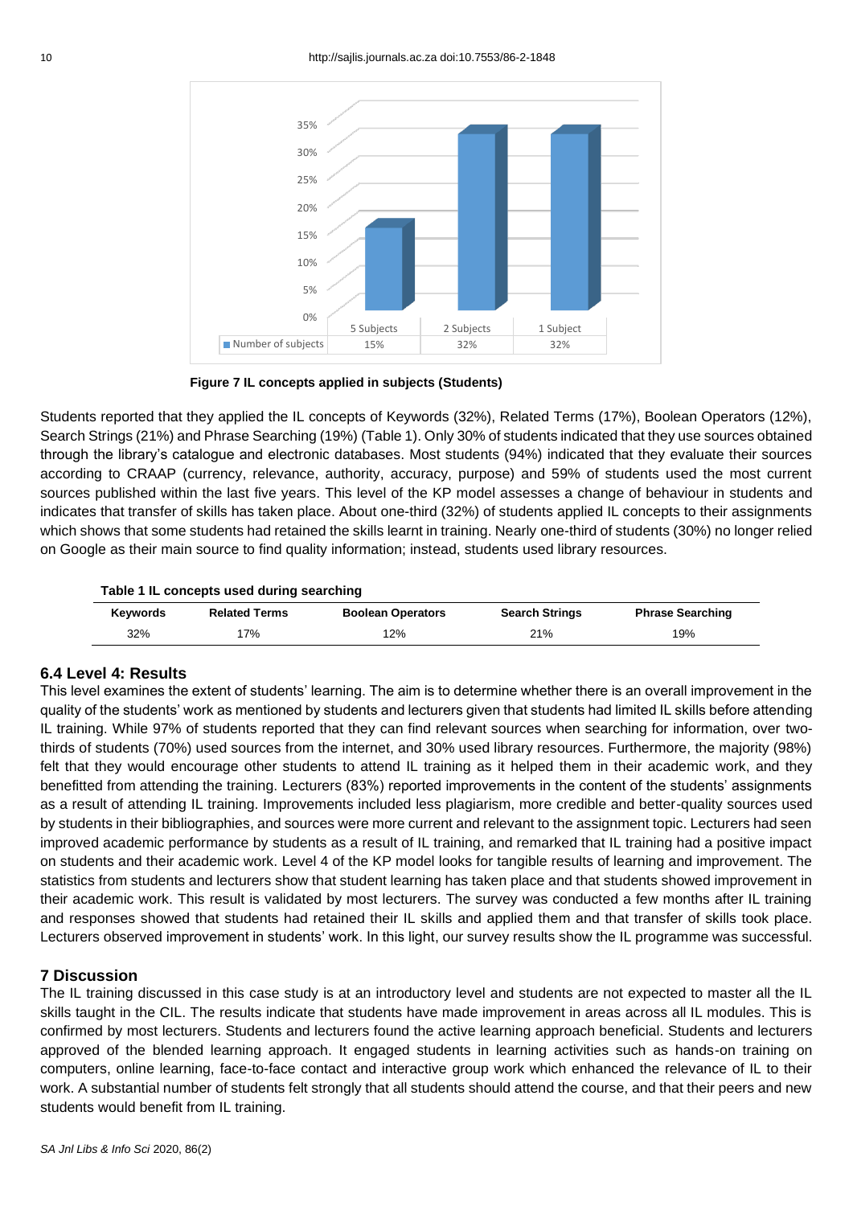| | 5 Subjects | 2 Subjects | 1 Subject |
|---|---|---|---|
| Number of subjects | 15% | 32% | 32% |

**Figure 7 IL concepts applied in subjects (Students)**

Students reported that they applied the IL concepts of Keywords (32%), Related Terms (17%), Boolean Operators (12%), Search Strings (21%) and Phrase Searching (19%) (Table 1). Only 30% of students indicated that they use sources obtained through the library's catalogue and electronic databases. Most students (94%) indicated that they evaluate their sources according to CRAAP (currency, relevance, authority, accuracy, purpose) and 59% of students used the most current sources published within the last five years. This level of the KP model assesses a change of behaviour in students and indicates that transfer of skills has taken place. About one-third (32%) of students applied IL concepts to their assignments which shows that some students had retained the skills learnt in training. Nearly one-third of students (30%) no longer relied on Google as their main source to find quality information; instead, students used library resources.

**Table 1 IL concepts used during searching**

| Keywords | Related Terms | Boolean Operators | Search Strings | Phrase Searching |
|---|---|---|---|---|
| 32% | 17% | 12% | 21% | 19% |

### 6.4 Level 4: Results

This level examines the extent of students' learning. The aim is to determine whether there is an overall improvement in the quality of the students' work as mentioned by students and lecturers given that students had limited IL skills before attending IL training. While 97% of students reported that they can find relevant sources when searching for information, over two-thirds of students (70%) used sources from the internet, and 30% used library resources. Furthermore, the majority (98%) felt that they would encourage other students to attend IL training as it helped them in their academic work, and they benefitted from attending the training. Lecturers (83%) reported improvements in the content of the students' assignments as a result of attending IL training. Improvements included less plagiarism, more credible and better-quality sources used by students in their bibliographies, and sources were more current and relevant to the assignment topic. Lecturers had seen improved academic performance by students as a result of IL training, and remarked that IL training had a positive impact on students and their academic work. Level 4 of the KP model looks for tangible results of learning and improvement. The statistics from students and lecturers show that student learning has taken place and that students showed improvement in their academic work. This result is validated by most lecturers. The survey was conducted a few months after IL training and responses showed that students had retained their IL skills and applied them and that transfer of skills took place. Lecturers observed improvement in students' work. In this light, our survey results show the IL programme was successful.

## 7 Discussion

The IL training discussed in this case study is at an introductory level and students are not expected to master all the IL skills taught in the CIL. The results indicate that students have made improvement in areas across all IL modules. This is confirmed by most lecturers. Students and lecturers found the active learning approach beneficial. Students and lecturers approved of the blended learning approach. It engaged students in learning activities such as hands-on training on computers, online learning, face-to-face contact and interactive group work which enhanced the relevance of IL to their work. A substantial number of students felt strongly that all students should attend the course, and that their peers and new students would benefit from IL training.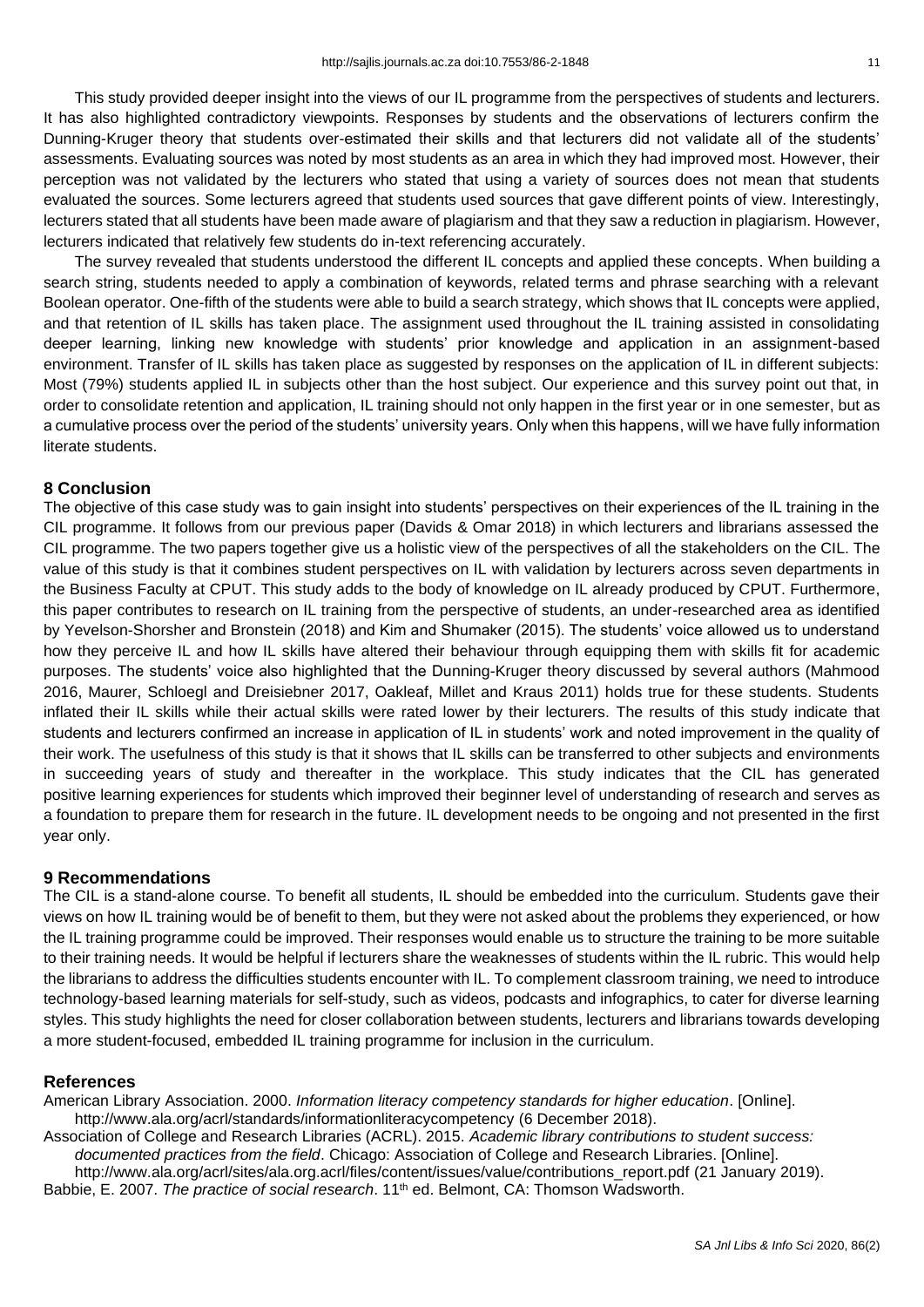This study provided deeper insight into the views of our IL programme from the perspectives of students and lecturers. It has also highlighted contradictory viewpoints. Responses by students and the observations of lecturers confirm the Dunning-Kruger theory that students over-estimated their skills and that lecturers did not validate all of the students' assessments. Evaluating sources was noted by most students as an area in which they had improved most. However, their perception was not validated by the lecturers who stated that using a variety of sources does not mean that students evaluated the sources. Some lecturers agreed that students used sources that gave different points of view. Interestingly, lecturers stated that all students have been made aware of plagiarism and that they saw a reduction in plagiarism. However, lecturers indicated that relatively few students do in-text referencing accurately.

The survey revealed that students understood the different IL concepts and applied these concepts. When building a search string, students needed to apply a combination of keywords, related terms and phrase searching with a relevant Boolean operator. One-fifth of the students were able to build a search strategy, which shows that IL concepts were applied, and that retention of IL skills has taken place. The assignment used throughout the IL training assisted in consolidating deeper learning, linking new knowledge with students' prior knowledge and application in an assignment-based environment. Transfer of IL skills has taken place as suggested by responses on the application of IL in different subjects: Most (79%) students applied IL in subjects other than the host subject. Our experience and this survey point out that, in order to consolidate retention and application, IL training should not only happen in the first year or in one semester, but as a cumulative process over the period of the students' university years. Only when this happens, will we have fully information literate students.

## 8 Conclusion

The objective of this case study was to gain insight into students' perspectives on their experiences of the IL training in the CIL programme. It follows from our previous paper (Davids & Omar 2018) in which lecturers and librarians assessed the CIL programme. The two papers together give us a holistic view of the perspectives of all the stakeholders on the CIL. The value of this study is that it combines student perspectives on IL with validation by lecturers across seven departments in the Business Faculty at CPUT. This study adds to the body of knowledge on IL already produced by CPUT. Furthermore, this paper contributes to research on IL training from the perspective of students, an under-researched area as identified by Yevelson-Shorsher and Bronstein (2018) and Kim and Shumaker (2015). The students' voice allowed us to understand how they perceive IL and how IL skills have altered their behaviour through equipping them with skills fit for academic purposes. The students' voice also highlighted that the Dunning-Kruger theory discussed by several authors (Mahmood 2016, Maurer, Schloegl and Dreisiebner 2017, Oakleaf, Millet and Kraus 2011) holds true for these students. Students inflated their IL skills while their actual skills were rated lower by their lecturers. The results of this study indicate that students and lecturers confirmed an increase in application of IL in students' work and noted improvement in the quality of their work. The usefulness of this study is that it shows that IL skills can be transferred to other subjects and environments in succeeding years of study and thereafter in the workplace. This study indicates that the CIL has generated positive learning experiences for students which improved their beginner level of understanding of research and serves as a foundation to prepare them for research in the future. IL development needs to be ongoing and not presented in the first year only.

## 9 Recommendations

The CIL is a stand-alone course. To benefit all students, IL should be embedded into the curriculum. Students gave their views on how IL training would be of benefit to them, but they were not asked about the problems they experienced, or how the IL training programme could be improved. Their responses would enable us to structure the training to be more suitable to their training needs. It would be helpful if lecturers share the weaknesses of students within the IL rubric. This would help the librarians to address the difficulties students encounter with IL. To complement classroom training, we need to introduce technology-based learning materials for self-study, such as videos, podcasts and infographics, to cater for diverse learning styles. This study highlights the need for closer collaboration between students, lecturers and librarians towards developing a more student-focused, embedded IL training programme for inclusion in the curriculum.

## References

American Library Association. 2000. *Information literacy competency standards for higher education*. [Online]. http://www.ala.org/acrl/standards/informationliteracycompetency (6 December 2018).

Association of College and Research Libraries (ACRL). 2015. *Academic library contributions to student success: documented practices from the field*. Chicago: Association of College and Research Libraries. [Online]. http://www.ala.org/acrl/sites/ala.org.acrl/files/content/issues/value/contributions_report.pdf (21 January 2019).

Babbie, E. 2007. *The practice of social research*. 11th ed. Belmont, CA: Thomson Wadsworth.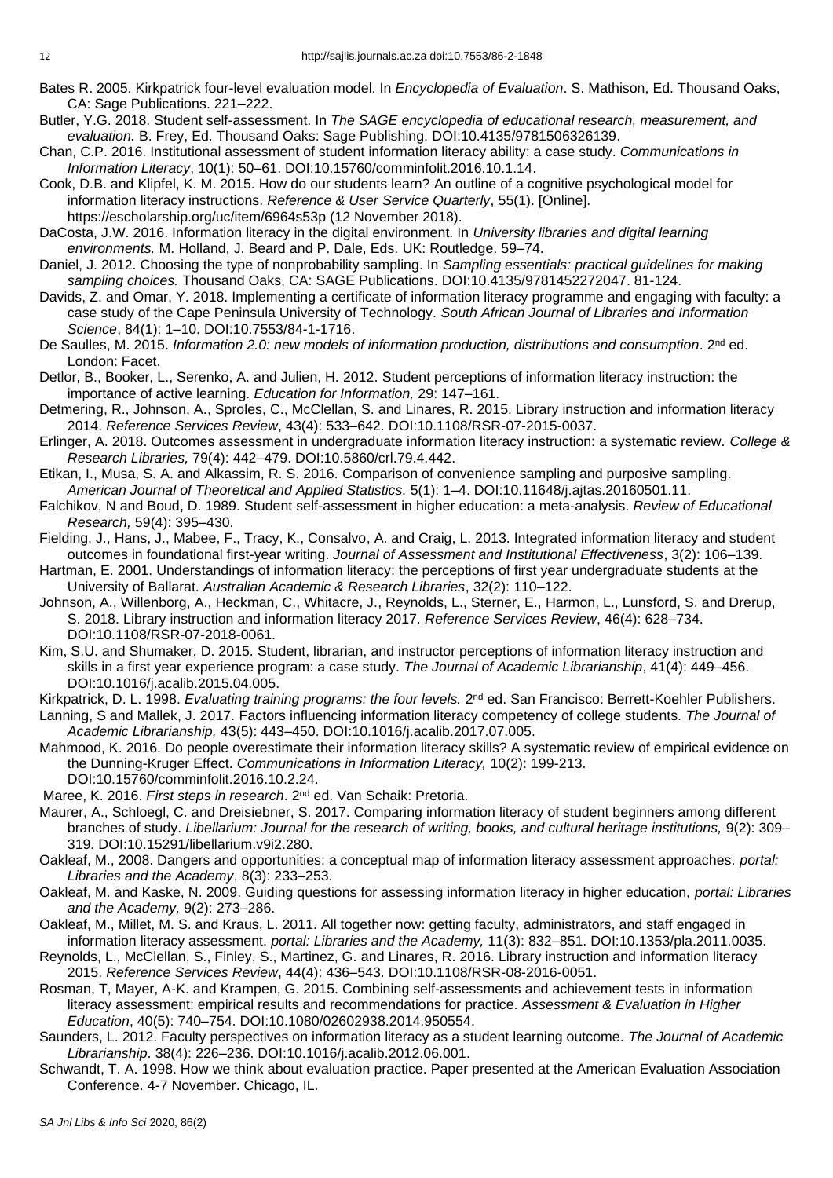Bates R. 2005. Kirkpatrick four-level evaluation model. In *Encyclopedia of Evaluation*. S. Mathison, Ed. Thousand Oaks, CA: Sage Publications. 221–222.

Butler, Y.G. 2018. Student self-assessment. In *The SAGE encyclopedia of educational research, measurement, and evaluation.* B. Frey, Ed. Thousand Oaks: Sage Publishing. DOI:10.4135/9781506326139.

Chan, C.P. 2016. Institutional assessment of student information literacy ability: a case study. *Communications in Information Literacy*, 10(1): 50–61. DOI:10.15760/comminfolit.2016.10.1.14.

Cook, D.B. and Klipfel, K. M. 2015. How do our students learn? An outline of a cognitive psychological model for information literacy instructions. *Reference & User Service Quarterly*, 55(1). [Online]. https://escholarship.org/uc/item/6964s53p (12 November 2018).

DaCosta, J.W. 2016. Information literacy in the digital environment. In *University libraries and digital learning environments.* M. Holland, J. Beard and P. Dale, Eds. UK: Routledge. 59–74.

Daniel, J. 2012. Choosing the type of nonprobability sampling. In *Sampling essentials: practical guidelines for making sampling choices.* Thousand Oaks, CA: SAGE Publications. DOI:10.4135/9781452272047. 81-124.

Davids, Z. and Omar, Y. 2018. Implementing a certificate of information literacy programme and engaging with faculty: a case study of the Cape Peninsula University of Technology. *South African Journal of Libraries and Information Science*, 84(1): 1–10. DOI:10.7553/84-1-1716.

De Saulles, M. 2015. *Information 2.0: new models of information production, distributions and consumption*. 2nd ed. London: Facet.

Detlor, B., Booker, L., Serenko, A. and Julien, H. 2012. Student perceptions of information literacy instruction: the importance of active learning. *Education for Information,* 29: 147–161.

Detmering, R., Johnson, A., Sproles, C., McClellan, S. and Linares, R. 2015. Library instruction and information literacy 2014. *Reference Services Review*, 43(4): 533–642. DOI:10.1108/RSR-07-2015-0037.

Erlinger, A. 2018. Outcomes assessment in undergraduate information literacy instruction: a systematic review. *College & Research Libraries,* 79(4): 442–479. DOI:10.5860/crl.79.4.442.

Etikan, I., Musa, S. A. and Alkassim, R. S. 2016. Comparison of convenience sampling and purposive sampling. *American Journal of Theoretical and Applied Statistics*. 5(1): 1–4. DOI:10.11648/j.ajtas.20160501.11.

Falchikov, N and Boud, D. 1989. Student self-assessment in higher education: a meta-analysis. *Review of Educational Research,* 59(4): 395–430.

Fielding, J., Hans, J., Mabee, F., Tracy, K., Consalvo, A. and Craig, L. 2013. Integrated information literacy and student outcomes in foundational first-year writing. *Journal of Assessment and Institutional Effectiveness*, 3(2): 106–139.

Hartman, E. 2001. Understandings of information literacy: the perceptions of first year undergraduate students at the University of Ballarat. *Australian Academic & Research Libraries*, 32(2): 110–122.

Johnson, A., Willenborg, A., Heckman, C., Whitacre, J., Reynolds, L., Sterner, E., Harmon, L., Lunsford, S. and Drerup, S. 2018. Library instruction and information literacy 2017. *Reference Services Review*, 46(4): 628–734. DOI:10.1108/RSR-07-2018-0061.

Kim, S.U. and Shumaker, D. 2015. Student, librarian, and instructor perceptions of information literacy instruction and skills in a first year experience program: a case study. *The Journal of Academic Librarianship*, 41(4): 449–456. DOI:10.1016/j.acalib.2015.04.005.

Kirkpatrick, D. L. 1998. *Evaluating training programs: the four levels.* 2nd ed. San Francisco: Berrett-Koehler Publishers.

Lanning, S and Mallek, J. 2017. Factors influencing information literacy competency of college students. *The Journal of Academic Librarianship,* 43(5): 443–450. DOI:10.1016/j.acalib.2017.07.005.

Mahmood, K. 2016. Do people overestimate their information literacy skills? A systematic review of empirical evidence on the Dunning-Kruger Effect. *Communications in Information Literacy,* 10(2): 199-213. DOI:10.15760/comminfolit.2016.10.2.24.

Maree, K. 2016. *First steps in research*. 2nd ed. Van Schaik: Pretoria.

Maurer, A., Schloegl, C. and Dreisiebner, S. 2017. Comparing information literacy of student beginners among different branches of study. *Libellarium: Journal for the research of writing, books, and cultural heritage institutions,* 9(2): 309–319. DOI:10.15291/libellarium.v9i2.280.

Oakleaf, M., 2008. Dangers and opportunities: a conceptual map of information literacy assessment approaches. *portal: Libraries and the Academy*, 8(3): 233–253.

Oakleaf, M. and Kaske, N. 2009. Guiding questions for assessing information literacy in higher education, *portal: Libraries and the Academy,* 9(2): 273–286.

Oakleaf, M., Millet, M. S. and Kraus, L. 2011. All together now: getting faculty, administrators, and staff engaged in information literacy assessment. *portal: Libraries and the Academy,* 11(3): 832–851. DOI:10.1353/pla.2011.0035.

Reynolds, L., McClellan, S., Finley, S., Martinez, G. and Linares, R. 2016. Library instruction and information literacy 2015. *Reference Services Review*, 44(4): 436–543. DOI:10.1108/RSR-08-2016-0051.

Rosman, T, Mayer, A-K. and Krampen, G. 2015. Combining self-assessments and achievement tests in information literacy assessment: empirical results and recommendations for practice. *Assessment & Evaluation in Higher Education*, 40(5): 740–754. DOI:10.1080/02602938.2014.950554.

Saunders, L. 2012. Faculty perspectives on information literacy as a student learning outcome. *The Journal of Academic Librarianship*. 38(4): 226–236. DOI:10.1016/j.acalib.2012.06.001.

Schwandt, T. A. 1998. How we think about evaluation practice. Paper presented at the American Evaluation Association Conference. 4-7 November. Chicago, IL.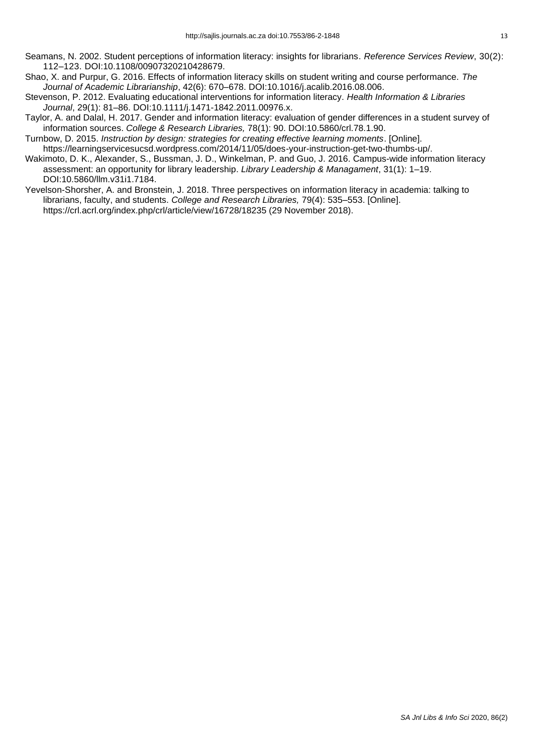Seamans, N. 2002. Student perceptions of information literacy: insights for librarians. *Reference Services Review*, 30(2): 112–123. DOI:10.1108/00907320210428679.

Shao, X. and Purpur, G. 2016. Effects of information literacy skills on student writing and course performance. *The Journal of Academic Librarianship*, 42(6): 670–678. DOI:10.1016/j.acalib.2016.08.006.

Stevenson, P. 2012. Evaluating educational interventions for information literacy. *Health Information & Libraries Journal*, 29(1): 81–86. DOI:10.1111/j.1471-1842.2011.00976.x.

Taylor, A. and Dalal, H. 2017. Gender and information literacy: evaluation of gender differences in a student survey of information sources. *College & Research Libraries,* 78(1): 90. DOI:10.5860/crl.78.1.90.

Turnbow, D. 2015. *Instruction by design: strategies for creating effective learning moments*. [Online]. https://learningservicesucsd.wordpress.com/2014/11/05/does-your-instruction-get-two-thumbs-up/.

Wakimoto, D. K., Alexander, S., Bussman, J. D., Winkelman, P. and Guo, J. 2016. Campus-wide information literacy assessment: an opportunity for library leadership. *Library Leadership & Managament*, 31(1): 1–19. DOI:10.5860/llm.v31i1.7184.

Yevelson-Shorsher, A. and Bronstein, J. 2018. Three perspectives on information literacy in academia: talking to librarians, faculty, and students. *College and Research Libraries,* 79(4): 535–553. [Online]. https://crl.acrl.org/index.php/crl/article/view/16728/18235 (29 November 2018).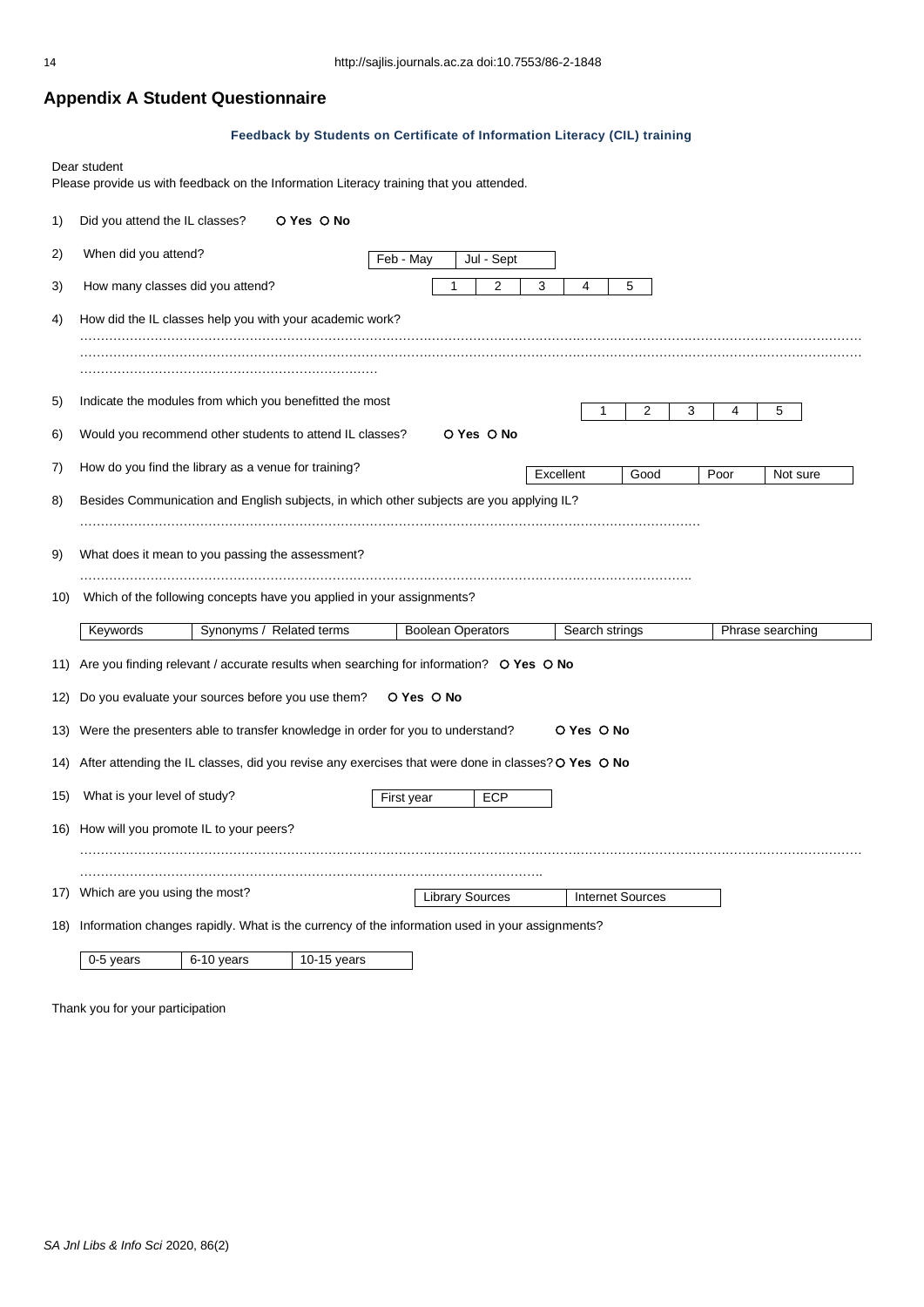## Appendix A Student Questionnaire

**Feedback by Students on Certificate of Information Literacy (CIL) training**

Dear student

Please provide us with feedback on the Information Literacy training that you attended.

1) Did you attend the IL classes? **O Yes O No**

2) When did you attend?

| Feb - May | Jul - Sept |
|---|---|

3) How many classes did you attend?

| 1 | 2 | 3 | 4 | 5 |
|---|---|---|---|---|

4) How did the IL classes help you with your academic work?

…………………………………………………………………………………………………………………………………………………………………………

…………………………………………………………………………………………………………………………………………………………………………

………………………………………………………………

5) Indicate the modules from which you benefitted the most

| 1 | 2 | 3 | 4 | 5 |
|---|---|---|---|---|

6) Would you recommend other students to attend IL classes? **O Yes O No**

7) How do you find the library as a venue for training?

| Excellent | Good | Poor | Not sure |
|---|---|---|---|

8) Besides Communication and English subjects, in which other subjects are you applying IL?

……………………………………………………………………………………………………………………………………

9) What does it mean to you passing the assessment?

……………………………………………………………………………………………………………………………………

10) Which of the following concepts have you applied in your assignments?

| Keywords | Synonyms / Related terms | Boolean Operators | Search strings | Phrase searching |
|---|---|---|---|---|

11) Are you finding relevant / accurate results when searching for information? **O Yes O No**

12) Do you evaluate your sources before you use them? **O Yes O No**

13) Were the presenters able to transfer knowledge in order for you to understand? **O Yes O No**

14) After attending the IL classes, did you revise any exercises that were done in classes? **O Yes O No**

15) What is your level of study?

| First year | ECP |
|---|---|

16) How will you promote IL to your peers?

…………………………………………………………………………………………………………………………………………………………………………

……………………………………………………………………………………………………………

17) Which are you using the most?

| Library Sources | Internet Sources |
|---|---|

18) Information changes rapidly. What is the currency of the information used in your assignments?

| 0-5 years | 6-10 years | 10-15 years |
|---|---|---|

Thank you for your participation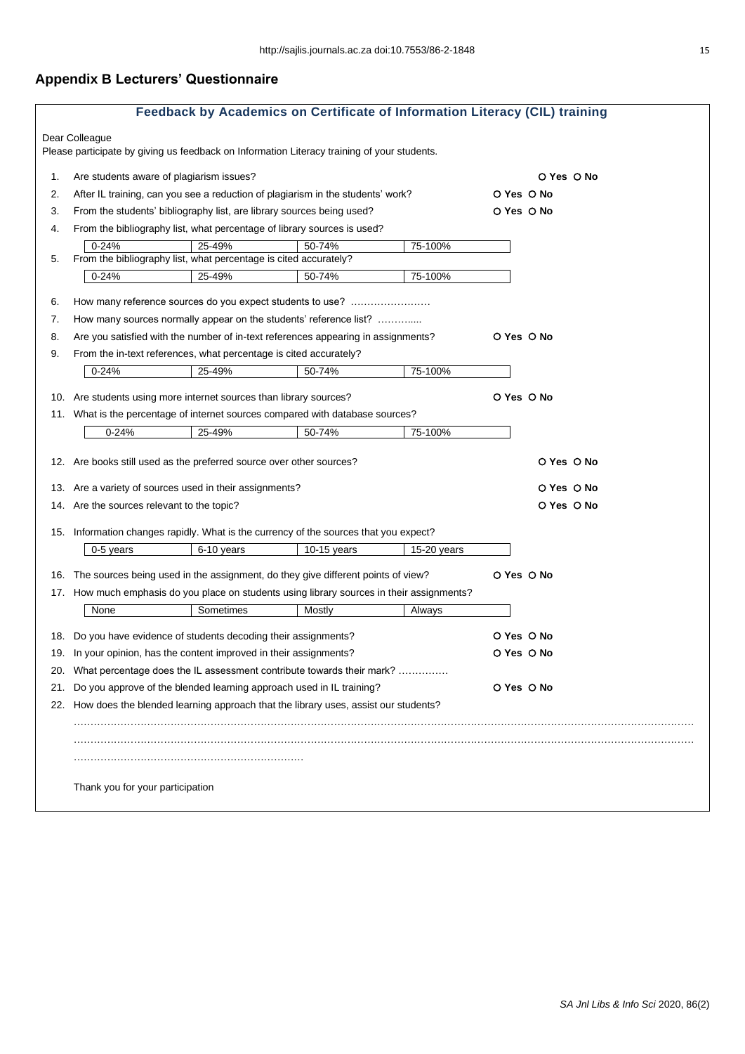## Appendix B Lecturers' Questionnaire

### Feedback by Academics on Certificate of Information Literacy (CIL) training

Dear Colleague
Please participate by giving us feedback on Information Literacy training of your students.

1. Are students aware of plagiarism issues? O Yes O No
2. After IL training, can you see a reduction of plagiarism in the students' work? O Yes O No
3. From the students' bibliography list, are library sources being used? O Yes O No
4. From the bibliography list, what percentage of library sources is used?

| 0-24% | 25-49% | 50-74% | 75-100% | |
|---|---|---|---|---|

5. From the bibliography list, what percentage is cited accurately?

| 0-24% | 25-49% | 50-74% | 75-100% | |
|---|---|---|---|---|

6. How many reference sources do you expect students to use? ……………………
7. How many sources normally appear on the students' reference list? …………....
8. Are you satisfied with the number of in-text references appearing in assignments? O Yes O No
9. From the in-text references, what percentage is cited accurately?

| 0-24% | 25-49% | 50-74% | 75-100% | |
|---|---|---|---|---|

10. Are students using more internet sources than library sources? O Yes O No
11. What is the percentage of internet sources compared with database sources?

| 0-24% | 25-49% | 50-74% | 75-100% | |
|---|---|---|---|---|

12. Are books still used as the preferred source over other sources? O Yes O No
13. Are a variety of sources used in their assignments? O Yes O No
14. Are the sources relevant to the topic? O Yes O No
15. Information changes rapidly. What is the currency of the sources that you expect?

| 0-5 years | 6-10 years | 10-15 years | 15-20 years | |
|---|---|---|---|---|

16. The sources being used in the assignment, do they give different points of view? O Yes O No
17. How much emphasis do you place on students using library sources in their assignments?

| None | Sometimes | Mostly | Always | |
|---|---|---|---|---|

18. Do you have evidence of students decoding their assignments? O Yes O No
19. In your opinion, has the content improved in their assignments? O Yes O No
20. What percentage does the IL assessment contribute towards their mark? ……………
21. Do you approve of the blended learning approach used in IL training? O Yes O No
22. How does the blended learning approach that the library uses, assist our students?

……………………………………………………………………………………………………………………………………………………
……………………………………………………………………………………………………………………………………………………
……………………………………………………………

Thank you for your participation